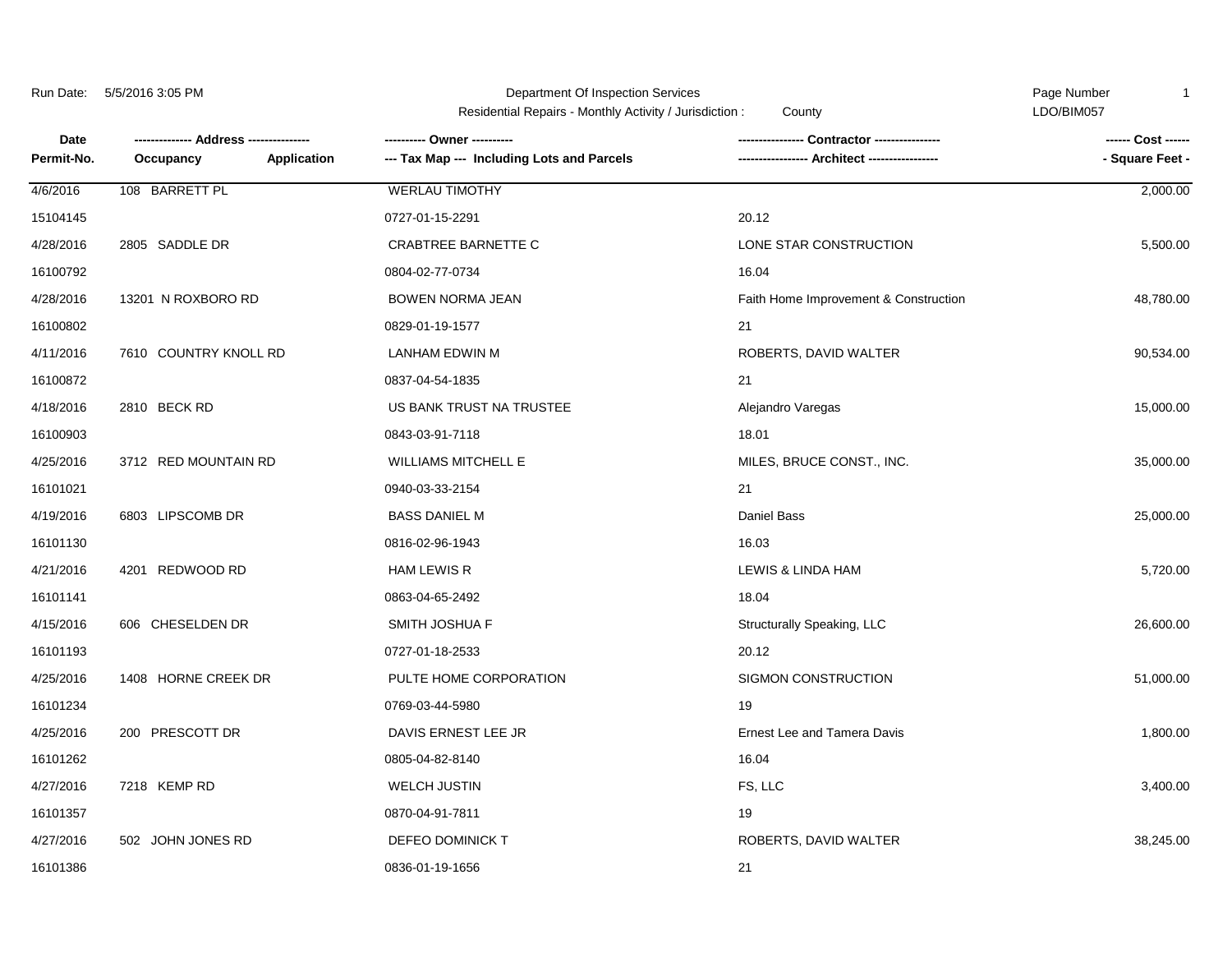Run Date: 5/5/2016 3:05 PM

Department Of Inspection Services

Residential Repairs - Monthly Activity / Jurisdiction : County

LDO/BIM057

| Date<br>Permit-No. | ------------- Address --------------<br>Occupancy | Application | ---------- Owner ----------<br>--- Tax Map --- Including Lots and Parcels | --------------- Contractor ---------------<br>---------------- Architect ---------------- | ------ Cost ------<br>- Square Feet - |
|---|---|---|---|---|---|
| 4/6/2016 | 108 BARRETT PL | | WERLAU TIMOTHY | | 2,000.00 |
| 15104145 | | | 0727-01-15-2291 | 20.12 | |
| 4/28/2016 | 2805 SADDLE DR | | CRABTREE BARNETTE C | LONE STAR CONSTRUCTION | 5,500.00 |
| 16100792 | | | 0804-02-77-0734 | 16.04 | |
| 4/28/2016 | 13201 N ROXBORO RD | | BOWEN NORMA JEAN | Faith Home Improvement & Construction | 48,780.00 |
| 16100802 | | | 0829-01-19-1577 | 21 | |
| 4/11/2016 | 7610 COUNTRY KNOLL RD | | LANHAM EDWIN M | ROBERTS, DAVID WALTER | 90,534.00 |
| 16100872 | | | 0837-04-54-1835 | 21 | |
| 4/18/2016 | 2810 BECK RD | | US BANK TRUST NA TRUSTEE | Alejandro Varegas | 15,000.00 |
| 16100903 | | | 0843-03-91-7118 | 18.01 | |
| 4/25/2016 | 3712 RED MOUNTAIN RD | | WILLIAMS MITCHELL E | MILES, BRUCE CONST., INC. | 35,000.00 |
| 16101021 | | | 0940-03-33-2154 | 21 | |
| 4/19/2016 | 6803 LIPSCOMB DR | | BASS DANIEL M | Daniel Bass | 25,000.00 |
| 16101130 | | | 0816-02-96-1943 | 16.03 | |
| 4/21/2016 | 4201 REDWOOD RD | | HAM LEWIS R | LEWIS & LINDA HAM | 5,720.00 |
| 16101141 | | | 0863-04-65-2492 | 18.04 | |
| 4/15/2016 | 606 CHESELDEN DR | | SMITH JOSHUA F | Structurally Speaking, LLC | 26,600.00 |
| 16101193 | | | 0727-01-18-2533 | 20.12 | |
| 4/25/2016 | 1408 HORNE CREEK DR | | PULTE HOME CORPORATION | SIGMON CONSTRUCTION | 51,000.00 |
| 16101234 | | | 0769-03-44-5980 | 19 | |
| 4/25/2016 | 200 PRESCOTT DR | | DAVIS ERNEST LEE JR | Ernest Lee and Tamera Davis | 1,800.00 |
| 16101262 | | | 0805-04-82-8140 | 16.04 | |
| 4/27/2016 | 7218 KEMP RD | | WELCH JUSTIN | FS, LLC | 3,400.00 |
| 16101357 | | | 0870-04-91-7811 | 19 | |
| 4/27/2016 | 502 JOHN JONES RD | | DEFEO DOMINICK T | ROBERTS, DAVID WALTER | 38,245.00 |
| 16101386 | | | 0836-01-19-1656 | 21 | |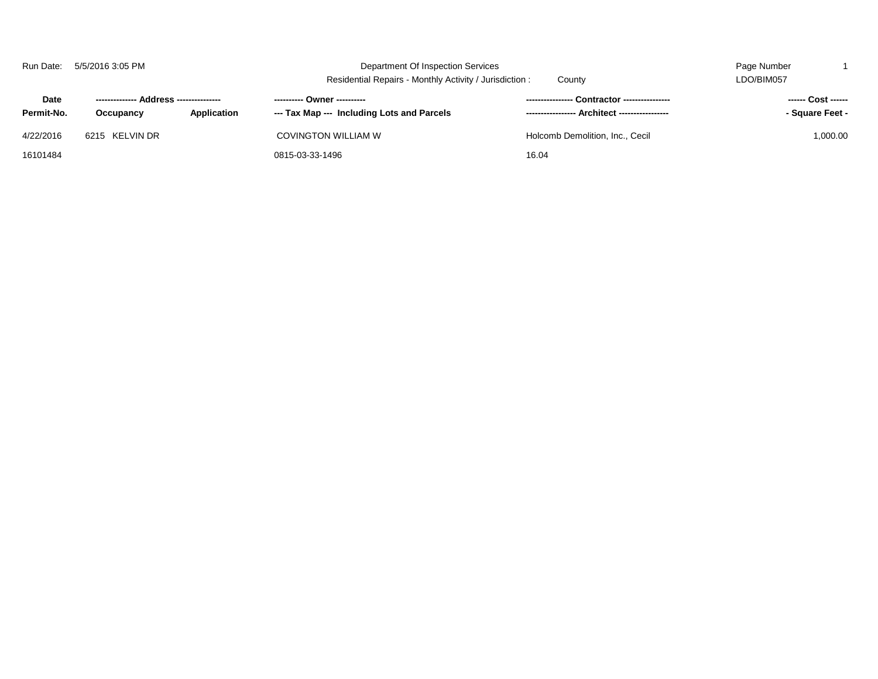Run Date: 5/5/2016 3:05 PM

Department Of Inspection Services

Residential Repairs - Monthly Activity / Jurisdiction : County

LDO/BIM057

| Date | -------------- Address --------------- | | ---------- Owner ---------- | ---------------- Contractor ---------------- | ------ Cost ------ |
|---|---|---|---|---|---|
| Permit-No. | Occupancy | Application | --- Tax Map --- Including Lots and Parcels | ----------------- Architect ----------------- | - Square Feet - |
| 4/22/2016 | 6215 KELVIN DR | | COVINGTON WILLIAM W | Holcomb Demolition, Inc., Cecil | 1,000.00 |
| 16101484 | | | 0815-03-33-1496 | 16.04 | |